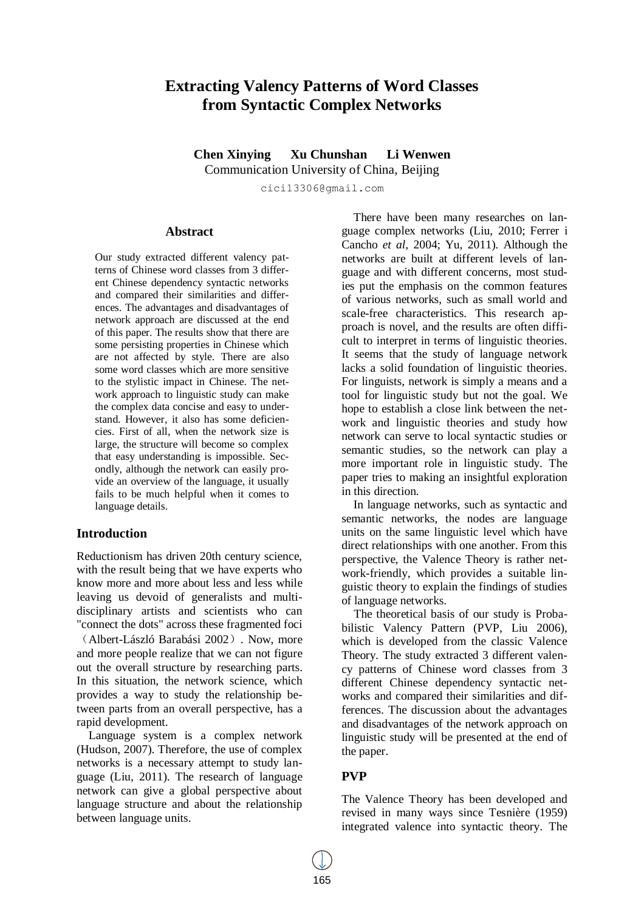# Extracting Valency Patterns of Word Classes from Syntactic Complex Networks

**Chen Xinying Xu Chunshan Li Wenwen**

Communication University of China, Beijing

cici13306@gmail.com

## Abstract

Our study extracted different valency patterns of Chinese word classes from 3 different Chinese dependency syntactic networks and compared their similarities and differences. The advantages and disadvantages of network approach are discussed at the end of this paper. The results show that there are some persisting properties in Chinese which are not affected by style. There are also some word classes which are more sensitive to the stylistic impact in Chinese. The network approach to linguistic study can make the complex data concise and easy to understand. However, it also has some deficiencies. First of all, when the network size is large, the structure will become so complex that easy understanding is impossible. Secondly, although the network can easily provide an overview of the language, it usually fails to be much helpful when it comes to language details.

## Introduction

Reductionism has driven 20th century science, with the result being that we have experts who know more and more about less and less while leaving us devoid of generalists and multidisciplinary artists and scientists who can "connect the dots" across these fragmented foci（Albert-László Barabási 2002）. Now, more and more people realize that we can not figure out the overall structure by researching parts. In this situation, the network science, which provides a way to study the relationship between parts from an overall perspective, has a rapid development.

Language system is a complex network (Hudson, 2007). Therefore, the use of complex networks is a necessary attempt to study language (Liu, 2011). The research of language network can give a global perspective about language structure and about the relationship between language units.

There have been many researches on language complex networks (Liu, 2010; Ferrer i Cancho *et al*, 2004; Yu, 2011). Although the networks are built at different levels of language and with different concerns, most studies put the emphasis on the common features of various networks, such as small world and scale-free characteristics. This research approach is novel, and the results are often difficult to interpret in terms of linguistic theories. It seems that the study of language network lacks a solid foundation of linguistic theories. For linguists, network is simply a means and a tool for linguistic study but not the goal. We hope to establish a close link between the network and linguistic theories and study how network can serve to local syntactic studies or semantic studies, so the network can play a more important role in linguistic study. The paper tries to making an insightful exploration in this direction.

In language networks, such as syntactic and semantic networks, the nodes are language units on the same linguistic level which have direct relationships with one another. From this perspective, the Valence Theory is rather network-friendly, which provides a suitable linguistic theory to explain the findings of studies of language networks.

The theoretical basis of our study is Probabilistic Valency Pattern (PVP, Liu 2006), which is developed from the classic Valence Theory. The study extracted 3 different valency patterns of Chinese word classes from 3 different Chinese dependency syntactic networks and compared their similarities and differences. The discussion about the advantages and disadvantages of the network approach on linguistic study will be presented at the end of the paper.

## PVP

The Valence Theory has been developed and revised in many ways since Tesnière (1959) integrated valence into syntactic theory. The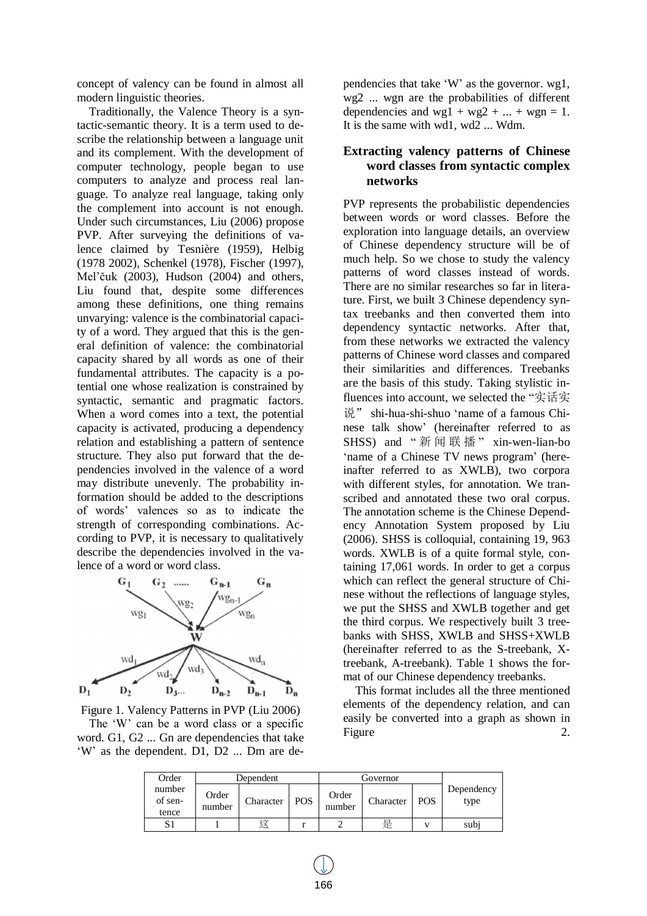concept of valency can be found in almost all modern linguistic theories.

Traditionally, the Valence Theory is a syntactic-semantic theory. It is a term used to describe the relationship between a language unit and its complement. With the development of computer technology, people began to use computers to analyze and process real language. To analyze real language, taking only the complement into account is not enough. Under such circumstances, Liu (2006) propose PVP. After surveying the definitions of valence claimed by Tesnière (1959), Helbig (1978 2002), Schenkel (1978), Fischer (1997), Mel'čuk (2003), Hudson (2004) and others, Liu found that, despite some differences among these definitions, one thing remains unvarying: valence is the combinatorial capacity of a word. They argued that this is the general definition of valence: the combinatorial capacity shared by all words as one of their fundamental attributes. The capacity is a potential one whose realization is constrained by syntactic, semantic and pragmatic factors. When a word comes into a text, the potential capacity is activated, producing a dependency relation and establishing a pattern of sentence structure. They also put forward that the dependencies involved in the valence of a word may distribute unevenly. The probability information should be added to the descriptions of words' valences so as to indicate the strength of corresponding combinations. According to PVP, it is necessary to qualitatively describe the dependencies involved in the valence of a word or word class.

$G_1$ $G_2$ ...... $G_{n-1}$ $G_n$
$wg_1$ $wg_2$ $wg_{n-1}$ $wg_n$
W
$wd_1$ $wd_2$ $wd_3$ $wd_n$
$D_1$ $D_2$ $D_3$... $D_{n-2}$ $D_{n-1}$ $D_n$

Figure 1. Valency Patterns in PVP (Liu 2006)

The 'W' can be a word class or a specific word. G1, G2 ... Gn are dependencies that take 'W' as the dependent. D1, D2 ... Dm are dependencies that take 'W' as the governor. wg1, wg2 ... wgn are the probabilities of different dependencies and $wg1 + wg2 + ... + wgn = 1$. It is the same with wd1, wd2 ... Wdm.

## Extracting valency patterns of Chinese word classes from syntactic complex networks

PVP represents the probabilistic dependencies between words or word classes. Before the exploration into language details, an overview of Chinese dependency structure will be of much help. So we chose to study the valency patterns of word classes instead of words. There are no similar researches so far in literature. First, we built 3 Chinese dependency syntax treebanks and then converted them into dependency syntactic networks. After that, from these networks we extracted the valency patterns of Chinese word classes and compared their similarities and differences. Treebanks are the basis of this study. Taking stylistic influences into account, we selected the "实话实说" shi-hua-shi-shuo 'name of a famous Chinese talk show' (hereinafter referred to as SHSS) and "新闻联播" xin-wen-lian-bo 'name of a Chinese TV news program' (hereinafter referred to as XWLB), two corpora with different styles, for annotation. We transcribed and annotated these two oral corpus. The annotation scheme is the Chinese Dependency Annotation System proposed by Liu (2006). SHSS is colloquial, containing 19, 963 words. XWLB is of a quite formal style, containing 17,061 words. In order to get a corpus which can reflect the general structure of Chinese without the reflections of language styles, we put the SHSS and XWLB together and get the third corpus. We respectively built 3 treebanks with SHSS, XWLB and SHSS+XWLB (hereinafter referred to as the S-treebank, X-treebank, A-treebank). Table 1 shows the format of our Chinese dependency treebanks.

This format includes all the three mentioned elements of the dependency relation, and can easily be converted into a graph as shown in Figure 2.

| Order number of sentence | Dependent | | | Governor | | | Dependency type |
|---|---|---|---|---|---|---|---|
| | Order number | Character | POS | Order number | Character | POS | |
| S1 | 1 | 这 | r | 2 | 是 | v | subj |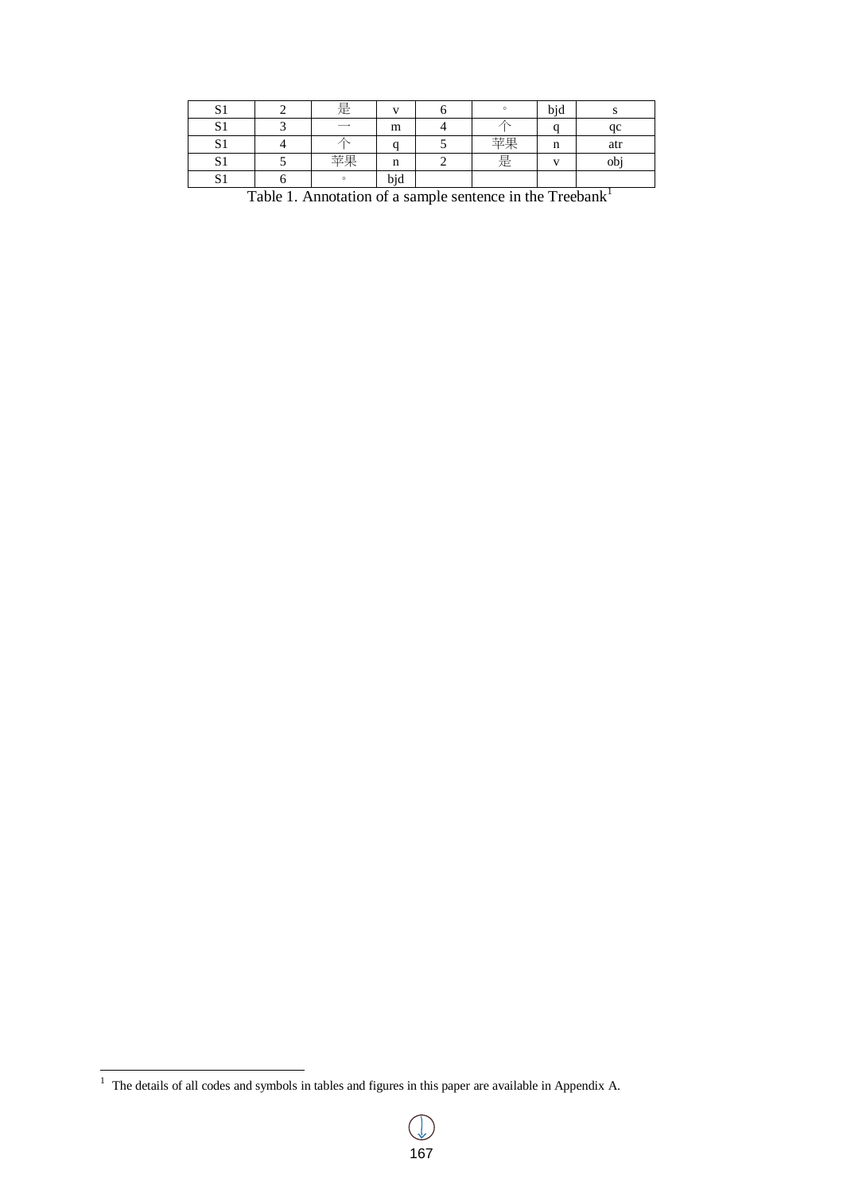| | | | | | | | |
|---|---|---|---|---|---|---|---|
| S1 | 2 | 是 | v | 6 | 。 | bjd | s |
| S1 | 3 | 一 | m | 4 | 个 | q | qc |
| S1 | 4 | 个 | q | 5 | 苹果 | n | atr |
| S1 | 5 | 苹果 | n | 2 | 是 | v | obj |
| S1 | 6 | 。 | bjd | | | | |

Table 1. Annotation of a sample sentence in the Treebank[1]

[1] The details of all codes and symbols in tables and figures in this paper are available in Appendix A.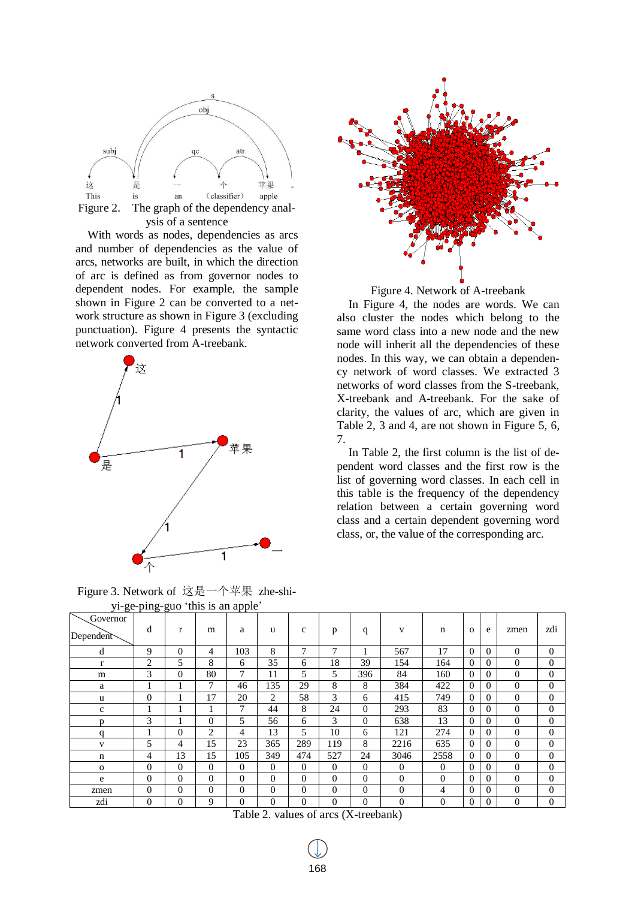subj obj s qc atr

这 是 一 个 苹果 。

This is an (classifier) apple

Figure 2. The graph of the dependency analysis of a sentence

With words as nodes, dependencies as arcs and number of dependencies as the value of arcs, networks are built, in which the direction of arc is defined as from governor nodes to dependent nodes. For example, the sample shown in Figure 2 can be converted to a network structure as shown in Figure 3 (excluding punctuation). Figure 4 presents the syntactic network converted from A-treebank.

这 是 苹果 个 一

1 1 1 1

Figure 3. Network of 这是一个苹果 zhe-shi-yi-ge-ping-guo 'this is an apple'

Figure 4. Network of A-treebank

In Figure 4, the nodes are words. We can also cluster the nodes which belong to the same word class into a new node and the new node will inherit all the dependencies of these nodes. In this way, we can obtain a dependency network of word classes. We extracted 3 networks of word classes from the S-treebank, X-treebank and A-treebank. For the sake of clarity, the values of arc, which are given in Table 2, 3 and 4, are not shown in Figure 5, 6, 7.

In Table 2, the first column is the list of dependent word classes and the first row is the list of governing word classes. In each cell in this table is the frequency of the dependency relation between a certain governing word class and a certain dependent governing word class, or, the value of the corresponding arc.

| Governor / Dependent | d | r | m | a | u | c | p | q | v | n | o | e | zmen | zdi |
|---|---|---|---|---|---|---|---|---|---|---|---|---|---|---|
| d | 9 | 0 | 4 | 103 | 8 | 7 | 7 | 1 | 567 | 17 | 0 | 0 | 0 | 0 |
| r | 2 | 5 | 8 | 6 | 35 | 6 | 18 | 39 | 154 | 164 | 0 | 0 | 0 | 0 |
| m | 3 | 0 | 80 | 7 | 11 | 5 | 5 | 396 | 84 | 160 | 0 | 0 | 0 | 0 |
| a | 1 | 1 | 7 | 46 | 135 | 29 | 8 | 8 | 384 | 422 | 0 | 0 | 0 | 0 |
| u | 0 | 1 | 17 | 20 | 2 | 58 | 3 | 6 | 415 | 749 | 0 | 0 | 0 | 0 |
| c | 1 | 1 | 1 | 7 | 44 | 8 | 24 | 0 | 293 | 83 | 0 | 0 | 0 | 0 |
| p | 3 | 1 | 0 | 5 | 56 | 6 | 3 | 0 | 638 | 13 | 0 | 0 | 0 | 0 |
| q | 1 | 0 | 2 | 4 | 13 | 5 | 10 | 6 | 121 | 274 | 0 | 0 | 0 | 0 |
| v | 5 | 4 | 15 | 23 | 365 | 289 | 119 | 8 | 2216 | 635 | 0 | 0 | 0 | 0 |
| n | 4 | 13 | 15 | 105 | 349 | 474 | 527 | 24 | 3046 | 2558 | 0 | 0 | 0 | 0 |
| o | 0 | 0 | 0 | 0 | 0 | 0 | 0 | 0 | 0 | 0 | 0 | 0 | 0 | 0 |
| e | 0 | 0 | 0 | 0 | 0 | 0 | 0 | 0 | 0 | 0 | 0 | 0 | 0 | 0 |
| zmen | 0 | 0 | 0 | 0 | 0 | 0 | 0 | 0 | 0 | 4 | 0 | 0 | 0 | 0 |
| zdi | 0 | 0 | 9 | 0 | 0 | 0 | 0 | 0 | 0 | 0 | 0 | 0 | 0 | 0 |

Table 2. values of arcs (X-treebank)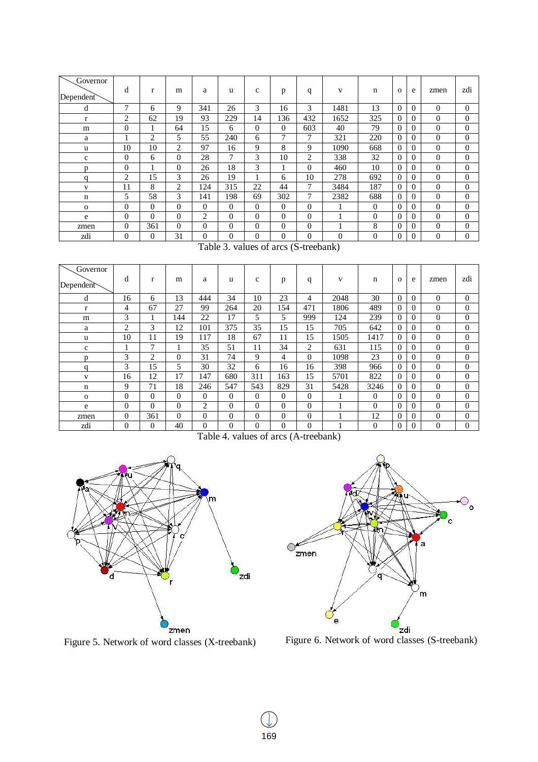| Governor / Dependent | d | r | m | a | u | c | p | q | v | n | o | e | zmen | zdi |
|---|---|---|---|---|---|---|---|---|---|---|---|---|---|---|
| d | 7 | 6 | 9 | 341 | 26 | 3 | 16 | 3 | 1481 | 13 | 0 | 0 | 0 | 0 |
| r | 2 | 62 | 19 | 93 | 229 | 14 | 136 | 432 | 1652 | 325 | 0 | 0 | 0 | 0 |
| m | 0 | 1 | 64 | 15 | 6 | 0 | 0 | 603 | 40 | 79 | 0 | 0 | 0 | 0 |
| a | 1 | 2 | 5 | 55 | 240 | 6 | 7 | 7 | 321 | 220 | 0 | 0 | 0 | 0 |
| u | 10 | 10 | 2 | 97 | 16 | 9 | 8 | 9 | 1090 | 668 | 0 | 0 | 0 | 0 |
| c | 0 | 6 | 0 | 28 | 7 | 3 | 10 | 2 | 338 | 32 | 0 | 0 | 0 | 0 |
| p | 0 | 1 | 0 | 26 | 18 | 3 | 1 | 0 | 460 | 10 | 0 | 0 | 0 | 0 |
| q | 2 | 15 | 3 | 26 | 19 | 1 | 6 | 10 | 278 | 692 | 0 | 0 | 0 | 0 |
| v | 11 | 8 | 2 | 124 | 315 | 22 | 44 | 7 | 3484 | 187 | 0 | 0 | 0 | 0 |
| n | 5 | 58 | 3 | 141 | 198 | 69 | 302 | 7 | 2382 | 688 | 0 | 0 | 0 | 0 |
| o | 0 | 0 | 0 | 0 | 0 | 0 | 0 | 0 | 1 | 0 | 0 | 0 | 0 | 0 |
| e | 0 | 0 | 0 | 2 | 0 | 0 | 0 | 0 | 1 | 0 | 0 | 0 | 0 | 0 |
| zmen | 0 | 361 | 0 | 0 | 0 | 0 | 0 | 0 | 1 | 8 | 0 | 0 | 0 | 0 |
| zdi | 0 | 0 | 31 | 0 | 0 | 0 | 0 | 0 | 0 | 0 | 0 | 0 | 0 | 0 |

Table 3. values of arcs (S-treebank)

| Governor / Dependent | d | r | m | a | u | c | p | q | v | n | o | e | zmen | zdi |
|---|---|---|---|---|---|---|---|---|---|---|---|---|---|---|
| d | 16 | 6 | 13 | 444 | 34 | 10 | 23 | 4 | 2048 | 30 | 0 | 0 | 0 | 0 |
| r | 4 | 67 | 27 | 99 | 264 | 20 | 154 | 471 | 1806 | 489 | 0 | 0 | 0 | 0 |
| m | 3 | 1 | 144 | 22 | 17 | 5 | 5 | 999 | 124 | 239 | 0 | 0 | 0 | 0 |
| a | 2 | 3 | 12 | 101 | 375 | 35 | 15 | 15 | 705 | 642 | 0 | 0 | 0 | 0 |
| u | 10 | 11 | 19 | 117 | 18 | 67 | 11 | 15 | 1505 | 1417 | 0 | 0 | 0 | 0 |
| c | 1 | 7 | 1 | 35 | 51 | 11 | 34 | 2 | 631 | 115 | 0 | 0 | 0 | 0 |
| p | 3 | 2 | 0 | 31 | 74 | 9 | 4 | 0 | 1098 | 23 | 0 | 0 | 0 | 0 |
| q | 3 | 15 | 5 | 30 | 32 | 6 | 16 | 16 | 398 | 966 | 0 | 0 | 0 | 0 |
| v | 16 | 12 | 17 | 147 | 680 | 311 | 163 | 15 | 5701 | 822 | 0 | 0 | 0 | 0 |
| n | 9 | 71 | 18 | 246 | 547 | 543 | 829 | 31 | 5428 | 3246 | 0 | 0 | 0 | 0 |
| o | 0 | 0 | 0 | 0 | 0 | 0 | 0 | 0 | 1 | 0 | 0 | 0 | 0 | 0 |
| e | 0 | 0 | 0 | 2 | 0 | 0 | 0 | 0 | 1 | 0 | 0 | 0 | 0 | 0 |
| zmen | 0 | 361 | 0 | 0 | 0 | 0 | 0 | 0 | 1 | 12 | 0 | 0 | 0 | 0 |
| zdi | 0 | 0 | 40 | 0 | 0 | 0 | 0 | 0 | 1 | 0 | 0 | 0 | 0 | 0 |

Table 4. values of arcs (A-treebank)

u q a m n v c p d r zdi zmen

Figure 5. Network of word classes (X-treebank)

p d u o v c n r zmen a q m e zdi

Figure 6. Network of word classes (S-treebank)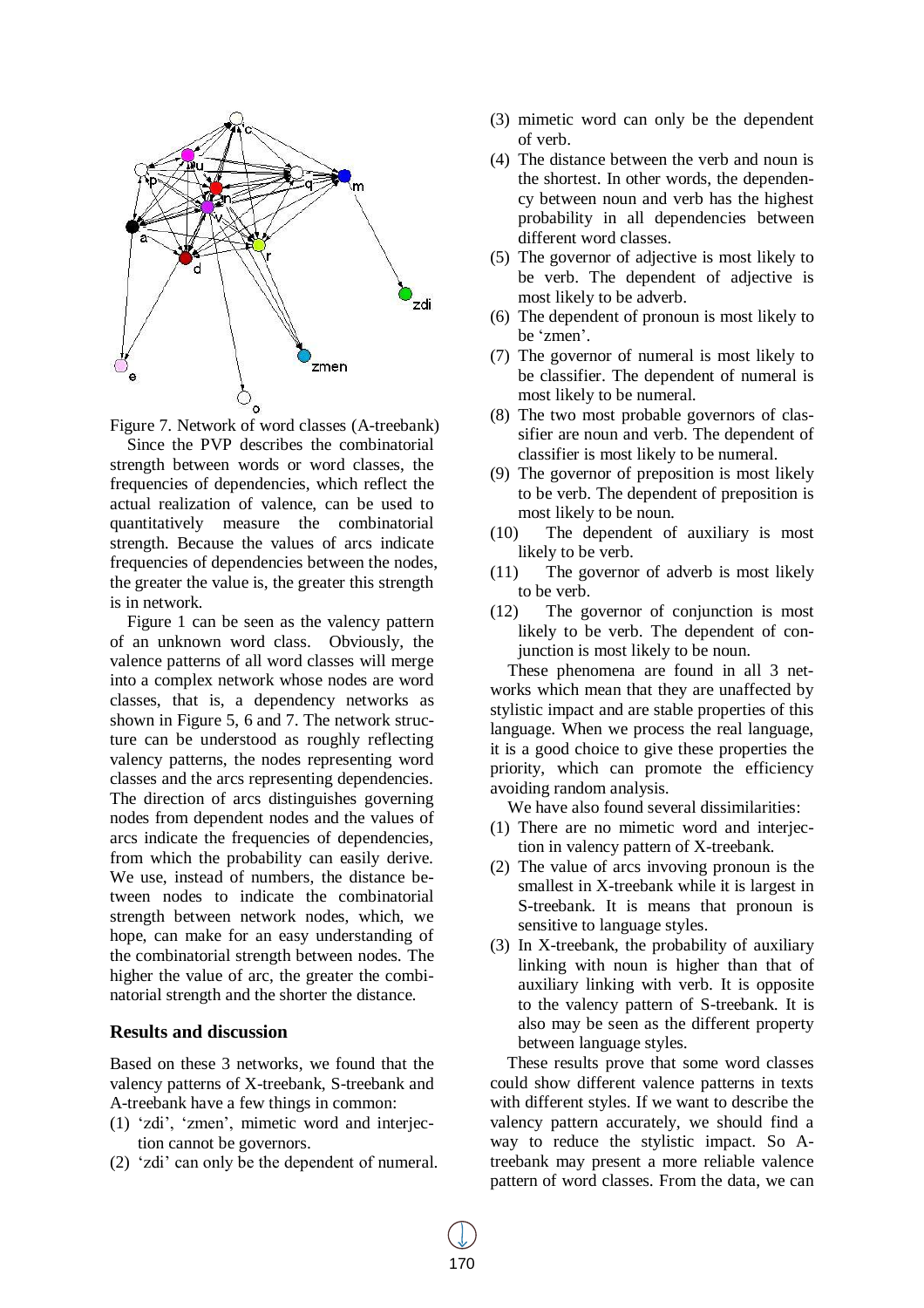Figure 7. Network of word classes (A-treebank)

Since the PVP describes the combinatorial strength between words or word classes, the frequencies of dependencies, which reflect the actual realization of valence, can be used to quantitatively measure the combinatorial strength. Because the values of arcs indicate frequencies of dependencies between the nodes, the greater the value is, the greater this strength is in network.

Figure 1 can be seen as the valency pattern of an unknown word class. Obviously, the valence patterns of all word classes will merge into a complex network whose nodes are word classes, that is, a dependency networks as shown in Figure 5, 6 and 7. The network structure can be understood as roughly reflecting valency patterns, the nodes representing word classes and the arcs representing dependencies. The direction of arcs distinguishes governing nodes from dependent nodes and the values of arcs indicate the frequencies of dependencies, from which the probability can easily derive. We use, instead of numbers, the distance between nodes to indicate the combinatorial strength between network nodes, which, we hope, can make for an easy understanding of the combinatorial strength between nodes. The higher the value of arc, the greater the combinatorial strength and the shorter the distance.

## Results and discussion

Based on these 3 networks, we found that the valency patterns of X-treebank, S-treebank and A-treebank have a few things in common:

(1) 'zdi', 'zmen', mimetic word and interjection cannot be governors.
(2) 'zdi' can only be the dependent of numeral.
(3) mimetic word can only be the dependent of verb.
(4) The distance between the verb and noun is the shortest. In other words, the dependency between noun and verb has the highest probability in all dependencies between different word classes.
(5) The governor of adjective is most likely to be verb. The dependent of adjective is most likely to be adverb.
(6) The dependent of pronoun is most likely to be 'zmen'.
(7) The governor of numeral is most likely to be classifier. The dependent of numeral is most likely to be numeral.
(8) The two most probable governors of classifier are noun and verb. The dependent of classifier is most likely to be numeral.
(9) The governor of preposition is most likely to be verb. The dependent of preposition is most likely to be noun.
(10) The dependent of auxiliary is most likely to be verb.
(11) The governor of adverb is most likely to be verb.
(12) The governor of conjunction is most likely to be verb. The dependent of conjunction is most likely to be noun.

These phenomena are found in all 3 networks which mean that they are unaffected by stylistic impact and are stable properties of this language. When we process the real language, it is a good choice to give these properties the priority, which can promote the efficiency avoiding random analysis.

We have also found several dissimilarities:

(1) There are no mimetic word and interjection in valency pattern of X-treebank.
(2) The value of arcs invoving pronoun is the smallest in X-treebank while it is largest in S-treebank. It is means that pronoun is sensitive to language styles.
(3) In X-treebank, the probability of auxiliary linking with noun is higher than that of auxiliary linking with verb. It is opposite to the valency pattern of S-treebank. It is also may be seen as the different property between language styles.

These results prove that some word classes could show different valence patterns in texts with different styles. If we want to describe the valency pattern accurately, we should find a way to reduce the stylistic impact. So A-treebank may present a more reliable valence pattern of word classes. From the data, we can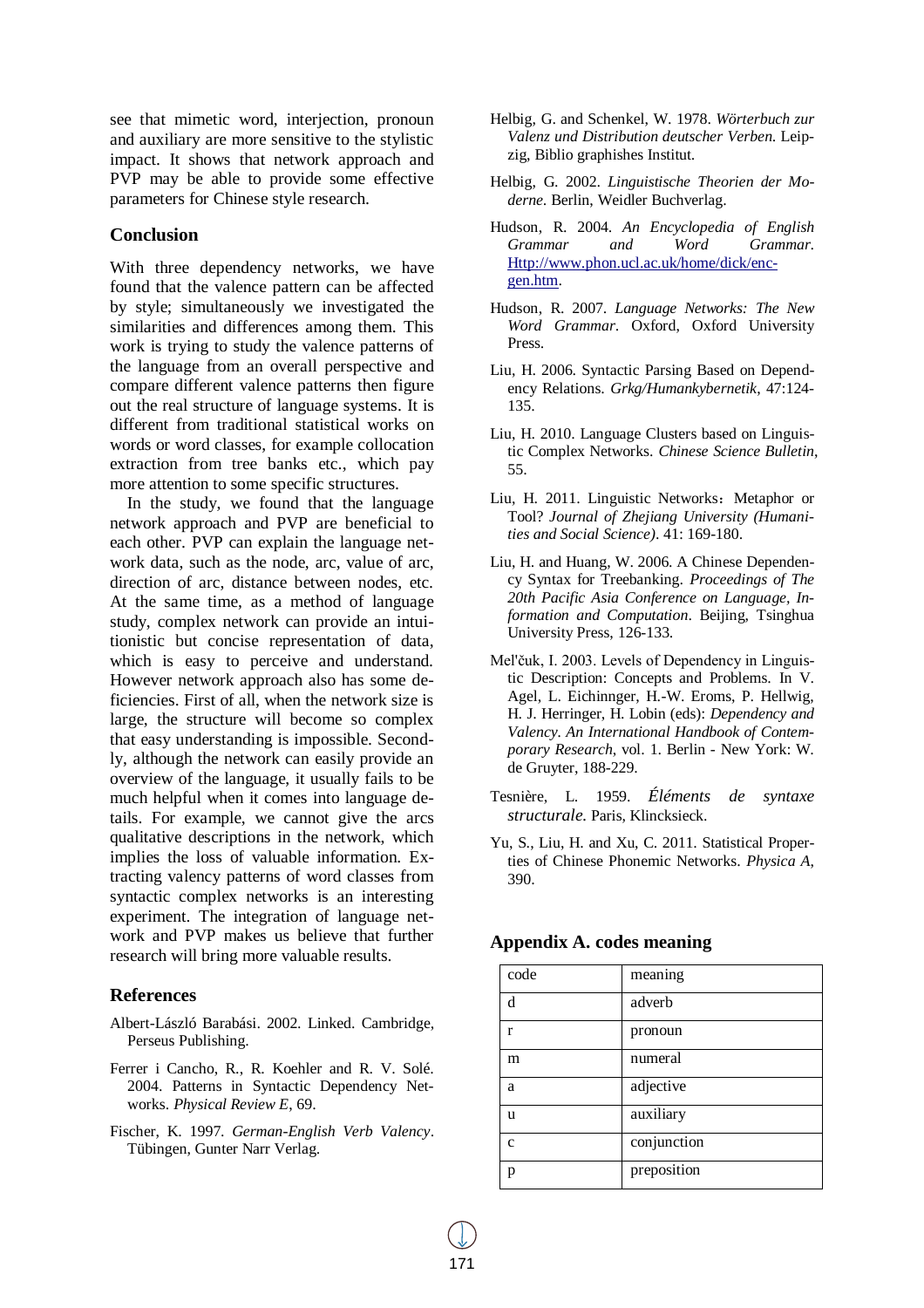see that mimetic word, interjection, pronoun and auxiliary are more sensitive to the stylistic impact. It shows that network approach and PVP may be able to provide some effective parameters for Chinese style research.

## Conclusion

With three dependency networks, we have found that the valence pattern can be affected by style; simultaneously we investigated the similarities and differences among them. This work is trying to study the valence patterns of the language from an overall perspective and compare different valence patterns then figure out the real structure of language systems. It is different from traditional statistical works on words or word classes, for example collocation extraction from tree banks etc., which pay more attention to some specific structures.

In the study, we found that the language network approach and PVP are beneficial to each other. PVP can explain the language network data, such as the node, arc, value of arc, direction of arc, distance between nodes, etc. At the same time, as a method of language study, complex network can provide an intuitionistic but concise representation of data, which is easy to perceive and understand. However network approach also has some deficiencies. First of all, when the network size is large, the structure will become so complex that easy understanding is impossible. Secondly, although the network can easily provide an overview of the language, it usually fails to be much helpful when it comes into language details. For example, we cannot give the arcs qualitative descriptions in the network, which implies the loss of valuable information. Extracting valency patterns of word classes from syntactic complex networks is an interesting experiment. The integration of language network and PVP makes us believe that further research will bring more valuable results.

## References

Albert-László Barabási. 2002. Linked. Cambridge, Perseus Publishing.

Ferrer i Cancho, R., R. Koehler and R. V. Solé. 2004. Patterns in Syntactic Dependency Networks. *Physical Review E*, 69.

Fischer, K. 1997. *German-English Verb Valency*. Tübingen, Gunter Narr Verlag.

Helbig, G. and Schenkel, W. 1978. *Wörterbuch zur Valenz und Distribution deutscher Verben*. Leipzig, Biblio graphishes Institut.

Helbig, G. 2002. *Linguistische Theorien der Moderne*. Berlin, Weidler Buchverlag.

Hudson, R. 2004. *An Encyclopedia of English Grammar and Word Grammar*. Http://www.phon.ucl.ac.uk/home/dick/enc-gen.htm.

Hudson, R. 2007. *Language Networks: The New Word Grammar*. Oxford, Oxford University Press.

Liu, H. 2006. Syntactic Parsing Based on Dependency Relations. *Grkg/Humankybernetik*, 47:124-135.

Liu, H. 2010. Language Clusters based on Linguistic Complex Networks. *Chinese Science Bulletin*, 55.

Liu, H. 2011. Linguistic Networks：Metaphor or Tool? *Journal of Zhejiang University (Humanities and Social Science)*. 41: 169-180.

Liu, H. and Huang, W. 2006. A Chinese Dependency Syntax for Treebanking. *Proceedings of The 20th Pacific Asia Conference on Language, Information and Computation*. Beijing, Tsinghua University Press, 126-133.

Mel'čuk, I. 2003. Levels of Dependency in Linguistic Description: Concepts and Problems. In V. Agel, L. Eichinnger, H.-W. Eroms, P. Hellwig, H. J. Herringer, H. Lobin (eds): *Dependency and Valency. An International Handbook of Contemporary Research*, vol. 1. Berlin - New York: W. de Gruyter, 188-229.

Tesnière, L. 1959. *Éléments de syntaxe structurale*. Paris, Klincksieck.

Yu, S., Liu, H. and Xu, C. 2011. Statistical Properties of Chinese Phonemic Networks. *Physica A*, 390.

## Appendix A. codes meaning

| code | meaning |
|---|---|
| d | adverb |
| r | pronoun |
| m | numeral |
| a | adjective |
| u | auxiliary |
| c | conjunction |
| p | preposition |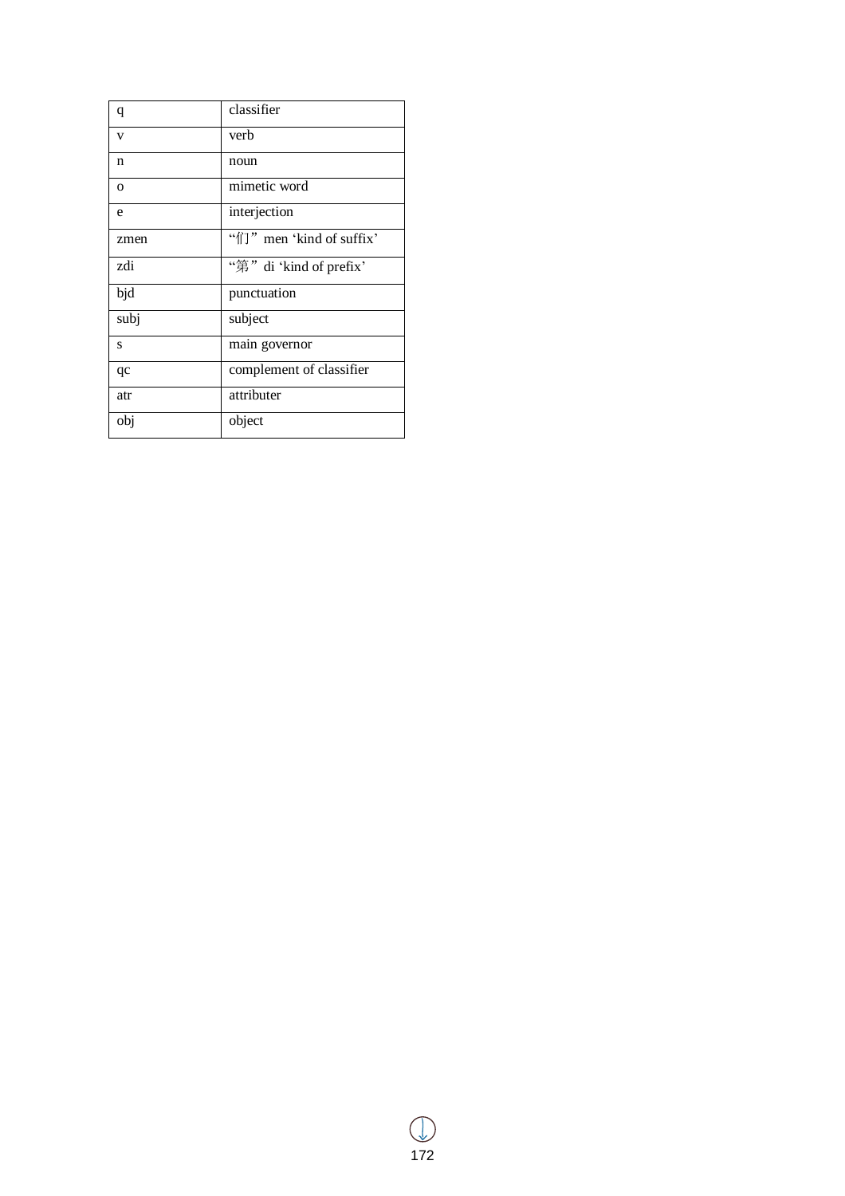| | |
|---|---|
| q | classifier |
| v | verb |
| n | noun |
| o | mimetic word |
| e | interjection |
| zmen | "们" men 'kind of suffix' |
| zdi | "第" di 'kind of prefix' |
| bjd | punctuation |
| subj | subject |
| s | main governor |
| qc | complement of classifier |
| atr | attributer |
| obj | object |